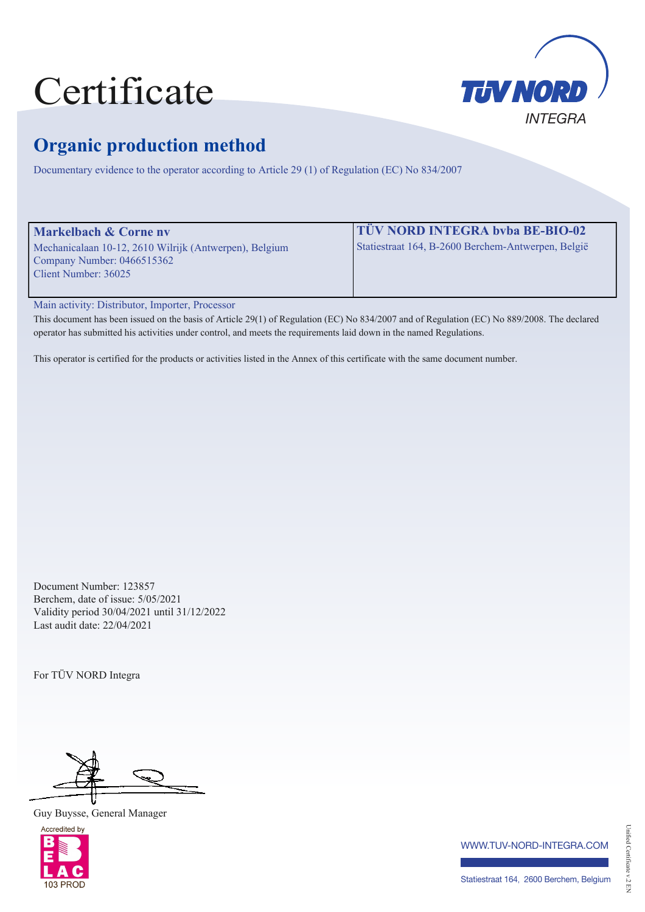# Certificate

TÜV NORD INTEGRA

## Organic production method

Documentary evidence to the operator according to Article 29 (1) of Regulation (EC) No 834/2007

| **Markelbach & Corne nv** | **TÜV NORD INTEGRA bvba BE-BIO-02** |
|---|---|
| Mechanicalaan 10-12, 2610 Wilrijk (Antwerpen), Belgium<br>Company Number: 0466515362<br>Client Number: 36025 | Statiestraat 164, B-2600 Berchem-Antwerpen, België |

Main activity: Distributor, Importer, Processor

This document has been issued on the basis of Article 29(1) of Regulation (EC) No 834/2007 and of Regulation (EC) No 889/2008. The declared operator has submitted his activities under control, and meets the requirements laid down in the named Regulations.

This operator is certified for the products or activities listed in the Annex of this certificate with the same document number.

Document Number: 123857
Berchem, date of issue: 5/05/2021
Validity period 30/04/2021 until 31/12/2022
Last audit date: 22/04/2021

For TÜV NORD Integra

Guy Buysse, General Manager

Accredited by BELAC 103 PROD

WWW.TUV-NORD-INTEGRA.COM

Statiestraat 164, 2600 Berchem, Belgium

Unified Certificate v.2 EN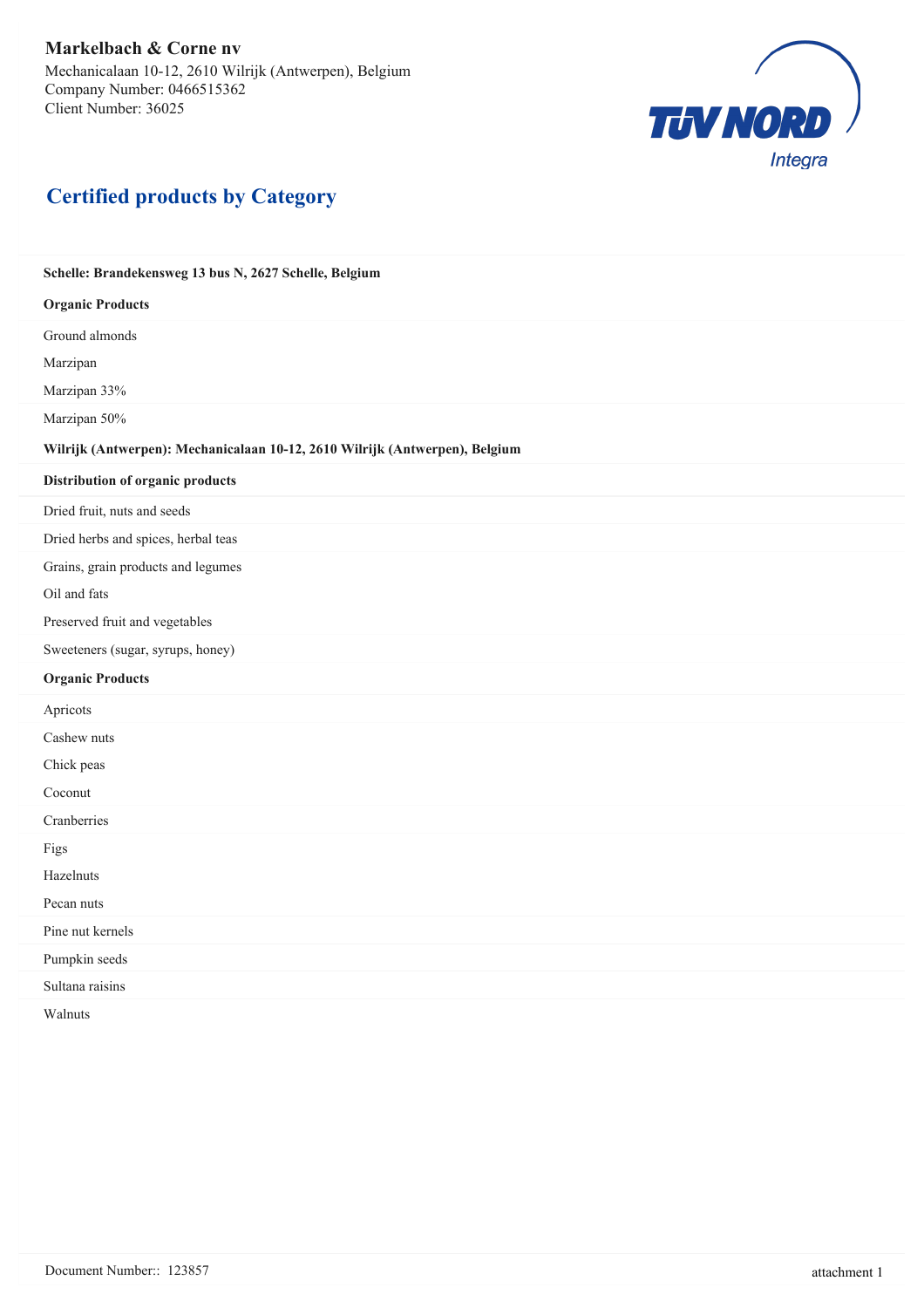**Markelbach & Corne nv**
Mechanicalaan 10-12, 2610 Wilrijk (Antwerpen), Belgium
Company Number: 0466515362
Client Number: 36025

## Certified products by Category

**Schelle: Brandekensweg 13 bus N, 2627 Schelle, Belgium**

**Organic Products**

Ground almonds

Marzipan

Marzipan 33%

Marzipan 50%

**Wilrijk (Antwerpen): Mechanicalaan 10-12, 2610 Wilrijk (Antwerpen), Belgium**

**Distribution of organic products**

Dried fruit, nuts and seeds

Dried herbs and spices, herbal teas

Grains, grain products and legumes

Oil and fats

Preserved fruit and vegetables

Sweeteners (sugar, syrups, honey)

**Organic Products**

Apricots

Cashew nuts

Chick peas

Coconut

Cranberries

Figs

Hazelnuts

Pecan nuts

Pine nut kernels

Pumpkin seeds

Sultana raisins

Walnuts

Document Number:: 123857

attachment 1